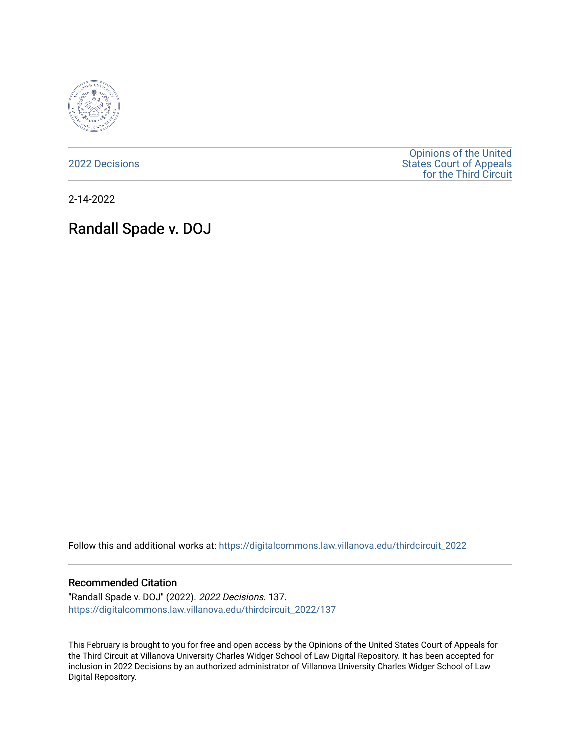2022 Decisions

Opinions of the United States Court of Appeals for the Third Circuit

2-14-2022

# Randall Spade v. DOJ

Follow this and additional works at: https://digitalcommons.law.villanova.edu/thirdcircuit_2022

## Recommended Citation

"Randall Spade v. DOJ" (2022). *2022 Decisions*. 137.
https://digitalcommons.law.villanova.edu/thirdcircuit_2022/137

This February is brought to you for free and open access by the Opinions of the United States Court of Appeals for the Third Circuit at Villanova University Charles Widger School of Law Digital Repository. It has been accepted for inclusion in 2022 Decisions by an authorized administrator of Villanova University Charles Widger School of Law Digital Repository.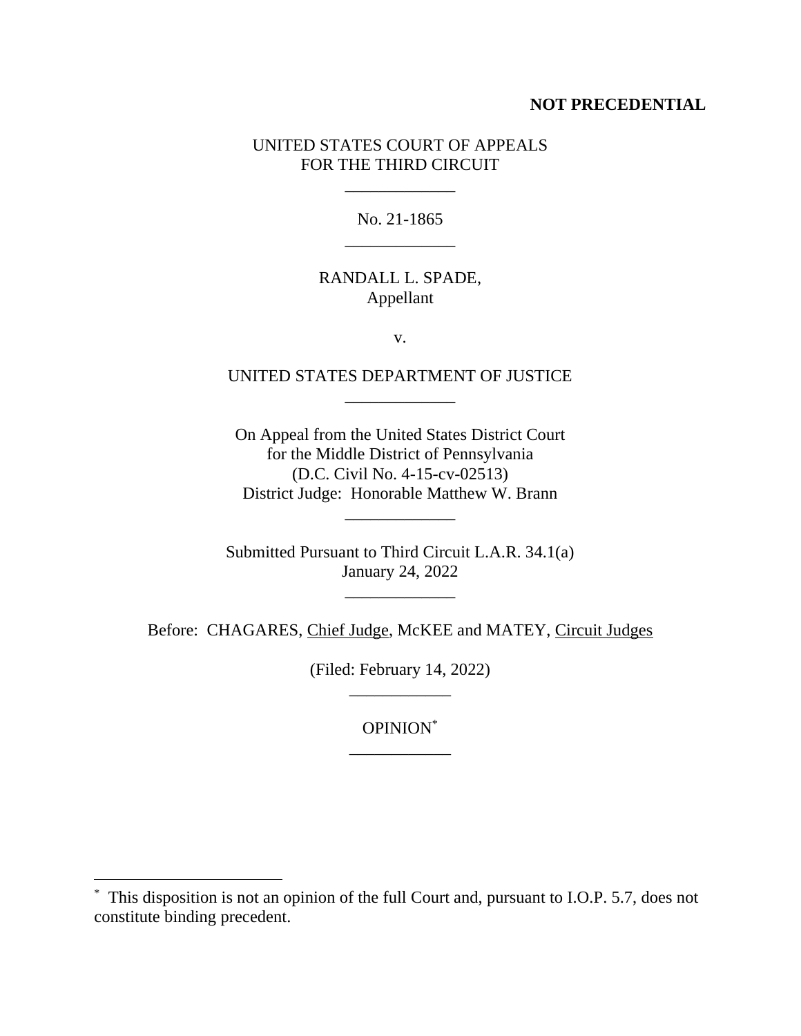**NOT PRECEDENTIAL**

UNITED STATES COURT OF APPEALS
FOR THE THIRD CIRCUIT

\_\_\_\_\_\_\_\_\_\_\_\_\_

No. 21-1865

\_\_\_\_\_\_\_\_\_\_\_\_\_

RANDALL L. SPADE,
Appellant

v.

UNITED STATES DEPARTMENT OF JUSTICE

\_\_\_\_\_\_\_\_\_\_\_\_\_

On Appeal from the United States District Court
for the Middle District of Pennsylvania
(D.C. Civil No. 4-15-cv-02513)
District Judge: Honorable Matthew W. Brann

\_\_\_\_\_\_\_\_\_\_\_\_\_

Submitted Pursuant to Third Circuit L.A.R. 34.1(a)
January 24, 2022

\_\_\_\_\_\_\_\_\_\_\_\_\_

Before: CHAGARES, Chief Judge, McKEE and MATEY, Circuit Judges

(Filed: February 14, 2022)

\_\_\_\_\_\_\_\_\_\_\_\_

OPINION[*]

\_\_\_\_\_\_\_\_\_\_\_\_

---

[*] This disposition is not an opinion of the full Court and, pursuant to I.O.P. 5.7, does not constitute binding precedent.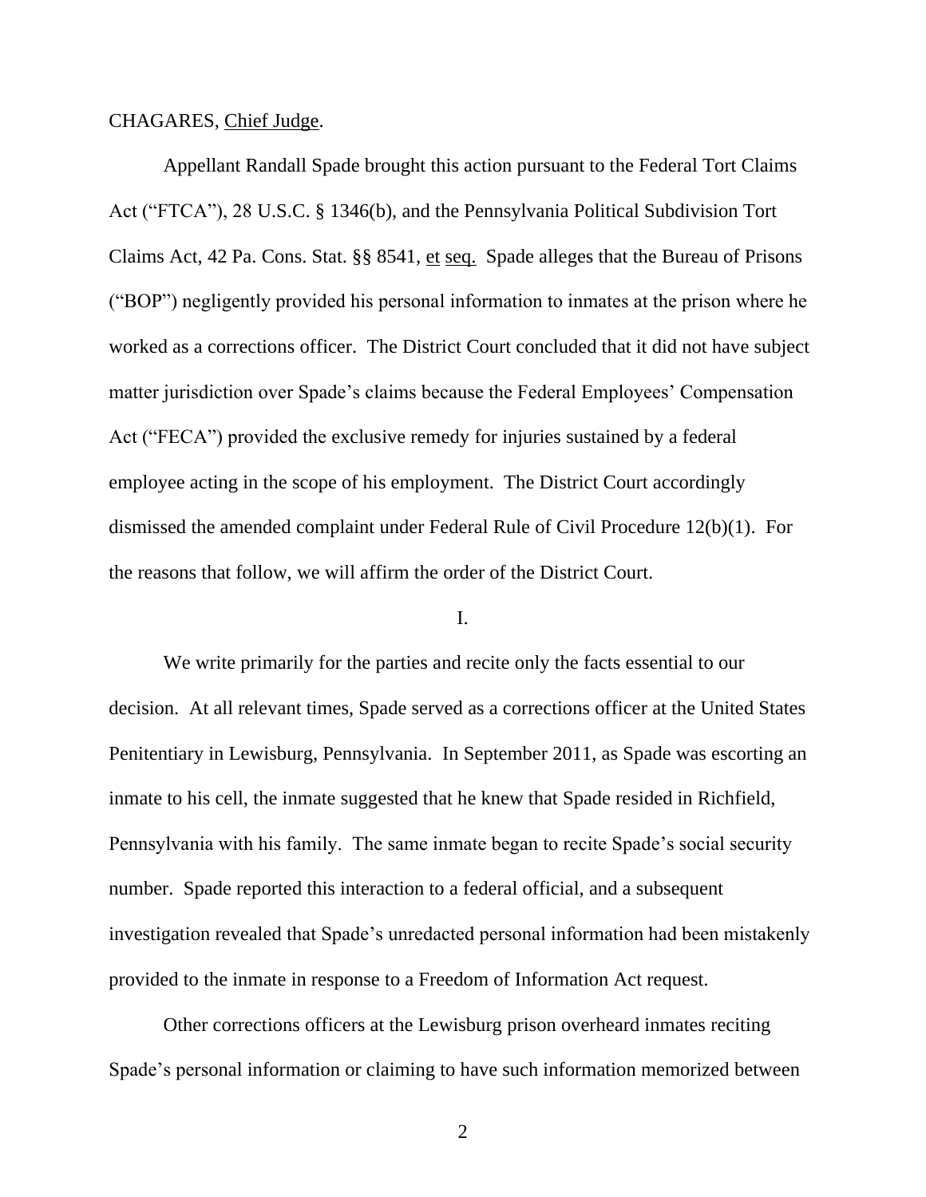CHAGARES, Chief Judge.

Appellant Randall Spade brought this action pursuant to the Federal Tort Claims Act ("FTCA"), 28 U.S.C. § 1346(b), and the Pennsylvania Political Subdivision Tort Claims Act, 42 Pa. Cons. Stat. §§ 8541, et seq. Spade alleges that the Bureau of Prisons ("BOP") negligently provided his personal information to inmates at the prison where he worked as a corrections officer. The District Court concluded that it did not have subject matter jurisdiction over Spade's claims because the Federal Employees' Compensation Act ("FECA") provided the exclusive remedy for injuries sustained by a federal employee acting in the scope of his employment. The District Court accordingly dismissed the amended complaint under Federal Rule of Civil Procedure 12(b)(1). For the reasons that follow, we will affirm the order of the District Court.

I.

We write primarily for the parties and recite only the facts essential to our decision. At all relevant times, Spade served as a corrections officer at the United States Penitentiary in Lewisburg, Pennsylvania. In September 2011, as Spade was escorting an inmate to his cell, the inmate suggested that he knew that Spade resided in Richfield, Pennsylvania with his family. The same inmate began to recite Spade's social security number. Spade reported this interaction to a federal official, and a subsequent investigation revealed that Spade's unredacted personal information had been mistakenly provided to the inmate in response to a Freedom of Information Act request.

Other corrections officers at the Lewisburg prison overheard inmates reciting Spade's personal information or claiming to have such information memorized between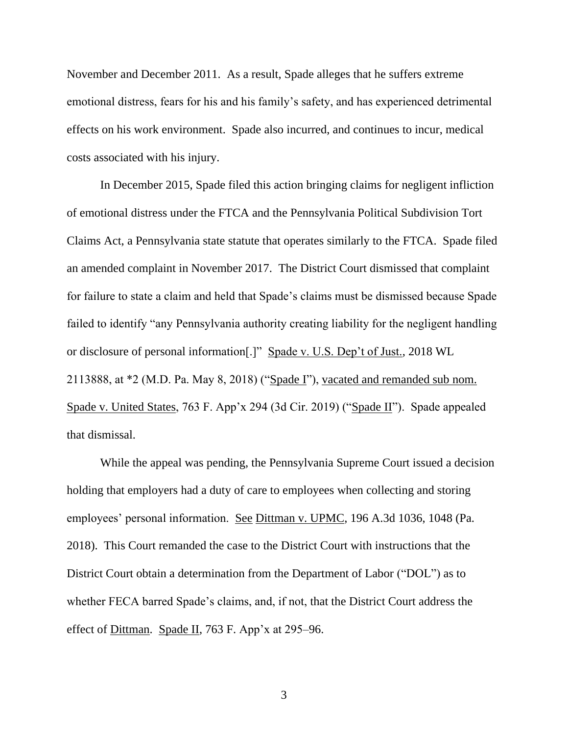November and December 2011. As a result, Spade alleges that he suffers extreme emotional distress, fears for his and his family's safety, and has experienced detrimental effects on his work environment. Spade also incurred, and continues to incur, medical costs associated with his injury.

In December 2015, Spade filed this action bringing claims for negligent infliction of emotional distress under the FTCA and the Pennsylvania Political Subdivision Tort Claims Act, a Pennsylvania state statute that operates similarly to the FTCA. Spade filed an amended complaint in November 2017. The District Court dismissed that complaint for failure to state a claim and held that Spade's claims must be dismissed because Spade failed to identify "any Pennsylvania authority creating liability for the negligent handling or disclosure of personal information[.]" Spade v. U.S. Dep't of Just., 2018 WL 2113888, at *2 (M.D. Pa. May 8, 2018) ("Spade I"), vacated and remanded sub nom. Spade v. United States, 763 F. App'x 294 (3d Cir. 2019) ("Spade II"). Spade appealed that dismissal.

While the appeal was pending, the Pennsylvania Supreme Court issued a decision holding that employers had a duty of care to employees when collecting and storing employees' personal information. See Dittman v. UPMC, 196 A.3d 1036, 1048 (Pa. 2018). This Court remanded the case to the District Court with instructions that the District Court obtain a determination from the Department of Labor ("DOL") as to whether FECA barred Spade's claims, and, if not, that the District Court address the effect of Dittman. Spade II, 763 F. App'x at 295–96.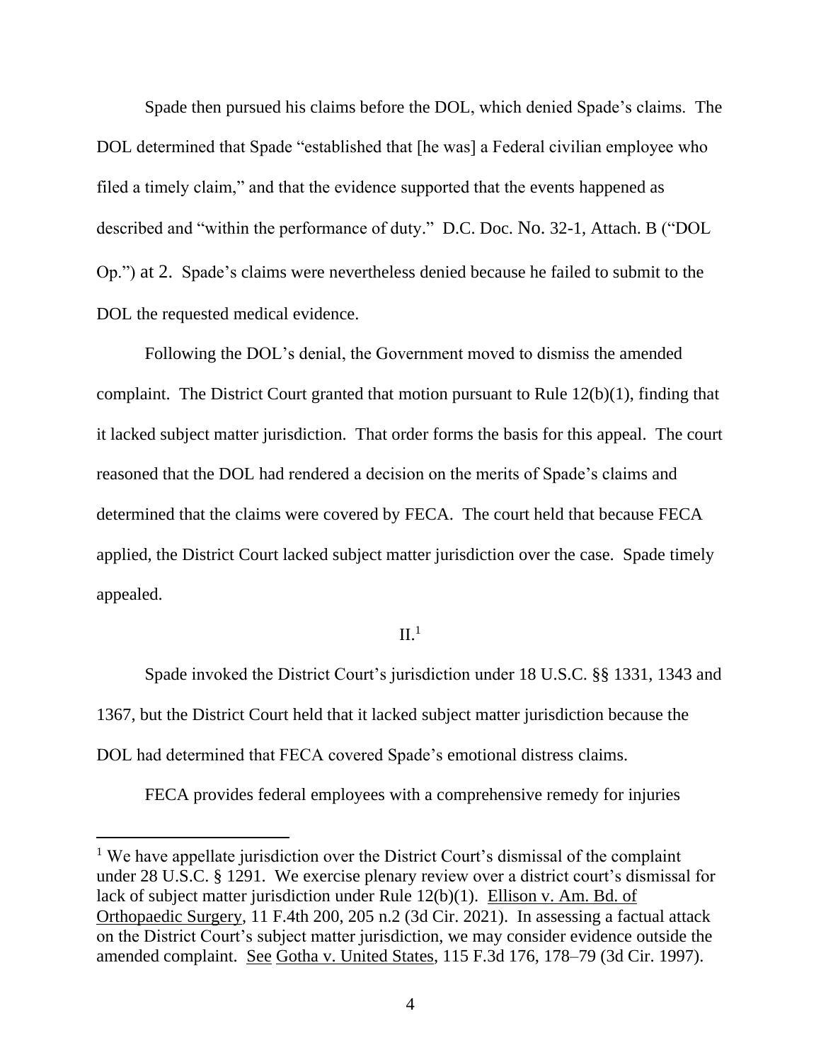Spade then pursued his claims before the DOL, which denied Spade's claims. The DOL determined that Spade "established that [he was] a Federal civilian employee who filed a timely claim," and that the evidence supported that the events happened as described and "within the performance of duty." D.C. Doc. No. 32-1, Attach. B ("DOL Op.") at 2. Spade's claims were nevertheless denied because he failed to submit to the DOL the requested medical evidence.

Following the DOL's denial, the Government moved to dismiss the amended complaint. The District Court granted that motion pursuant to Rule 12(b)(1), finding that it lacked subject matter jurisdiction. That order forms the basis for this appeal. The court reasoned that the DOL had rendered a decision on the merits of Spade's claims and determined that the claims were covered by FECA. The court held that because FECA applied, the District Court lacked subject matter jurisdiction over the case. Spade timely appealed.

## II.[1]

Spade invoked the District Court's jurisdiction under 18 U.S.C. §§ 1331, 1343 and 1367, but the District Court held that it lacked subject matter jurisdiction because the DOL had determined that FECA covered Spade's emotional distress claims.

FECA provides federal employees with a comprehensive remedy for injuries

---

[1] We have appellate jurisdiction over the District Court's dismissal of the complaint under 28 U.S.C. § 1291. We exercise plenary review over a district court's dismissal for lack of subject matter jurisdiction under Rule 12(b)(1). Ellison v. Am. Bd. of Orthopaedic Surgery, 11 F.4th 200, 205 n.2 (3d Cir. 2021). In assessing a factual attack on the District Court's subject matter jurisdiction, we may consider evidence outside the amended complaint. See Gotha v. United States, 115 F.3d 176, 178–79 (3d Cir. 1997).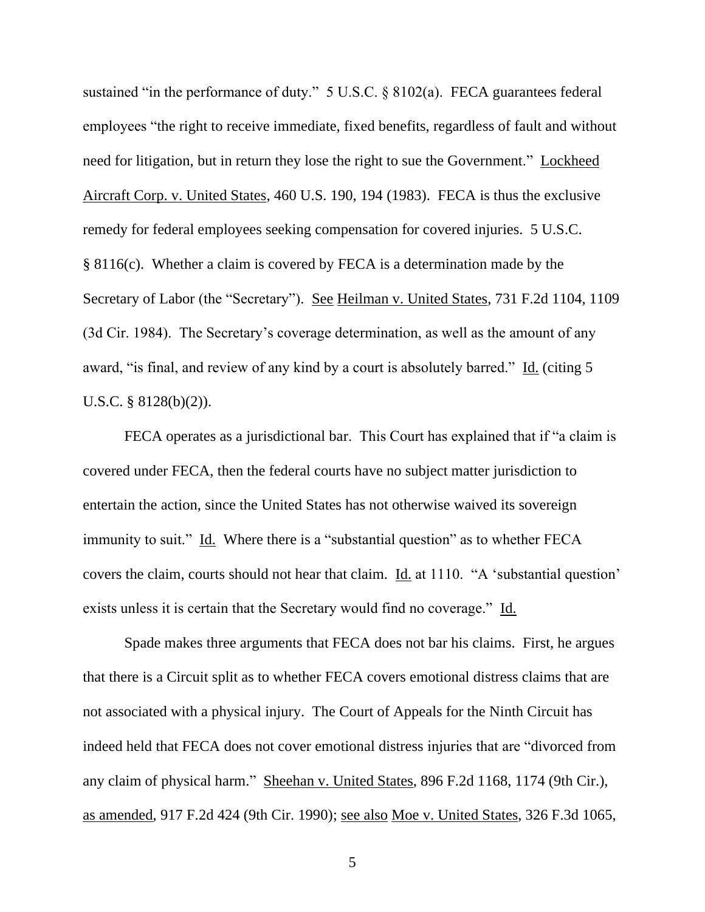sustained "in the performance of duty." 5 U.S.C. § 8102(a). FECA guarantees federal employees "the right to receive immediate, fixed benefits, regardless of fault and without need for litigation, but in return they lose the right to sue the Government." Lockheed Aircraft Corp. v. United States, 460 U.S. 190, 194 (1983). FECA is thus the exclusive remedy for federal employees seeking compensation for covered injuries. 5 U.S.C. § 8116(c). Whether a claim is covered by FECA is a determination made by the Secretary of Labor (the "Secretary"). See Heilman v. United States, 731 F.2d 1104, 1109 (3d Cir. 1984). The Secretary's coverage determination, as well as the amount of any award, "is final, and review of any kind by a court is absolutely barred." Id. (citing 5 U.S.C. § 8128(b)(2)).

FECA operates as a jurisdictional bar. This Court has explained that if "a claim is covered under FECA, then the federal courts have no subject matter jurisdiction to entertain the action, since the United States has not otherwise waived its sovereign immunity to suit." Id. Where there is a "substantial question" as to whether FECA covers the claim, courts should not hear that claim. Id. at 1110. "A 'substantial question' exists unless it is certain that the Secretary would find no coverage." Id.

Spade makes three arguments that FECA does not bar his claims. First, he argues that there is a Circuit split as to whether FECA covers emotional distress claims that are not associated with a physical injury. The Court of Appeals for the Ninth Circuit has indeed held that FECA does not cover emotional distress injuries that are "divorced from any claim of physical harm." Sheehan v. United States, 896 F.2d 1168, 1174 (9th Cir.), as amended, 917 F.2d 424 (9th Cir. 1990); see also Moe v. United States, 326 F.3d 1065,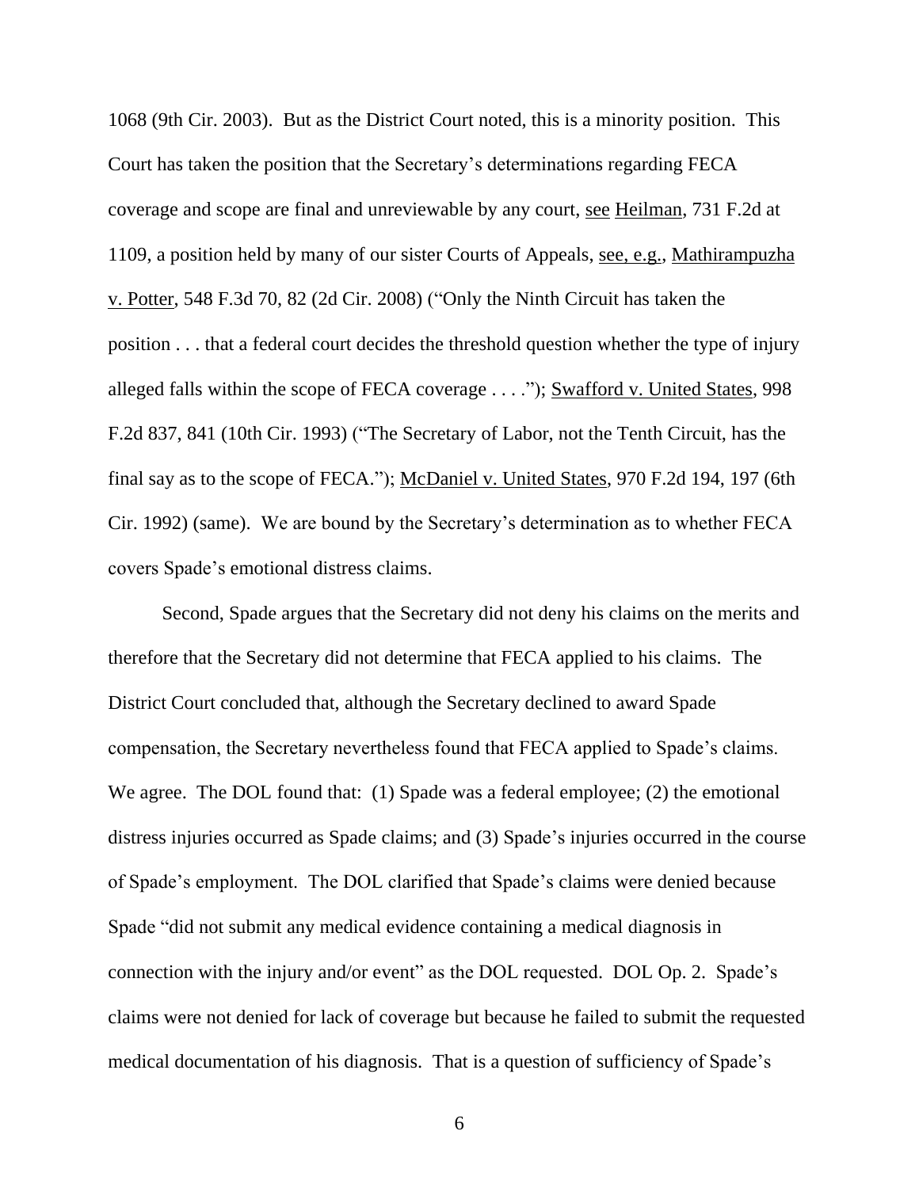1068 (9th Cir. 2003). But as the District Court noted, this is a minority position. This Court has taken the position that the Secretary's determinations regarding FECA coverage and scope are final and unreviewable by any court, see Heilman, 731 F.2d at 1109, a position held by many of our sister Courts of Appeals, see, e.g., Mathirampuzha v. Potter, 548 F.3d 70, 82 (2d Cir. 2008) ("Only the Ninth Circuit has taken the position . . . that a federal court decides the threshold question whether the type of injury alleged falls within the scope of FECA coverage . . . ."); Swafford v. United States, 998 F.2d 837, 841 (10th Cir. 1993) ("The Secretary of Labor, not the Tenth Circuit, has the final say as to the scope of FECA."); McDaniel v. United States, 970 F.2d 194, 197 (6th Cir. 1992) (same). We are bound by the Secretary's determination as to whether FECA covers Spade's emotional distress claims.

Second, Spade argues that the Secretary did not deny his claims on the merits and therefore that the Secretary did not determine that FECA applied to his claims. The District Court concluded that, although the Secretary declined to award Spade compensation, the Secretary nevertheless found that FECA applied to Spade's claims. We agree. The DOL found that: (1) Spade was a federal employee; (2) the emotional distress injuries occurred as Spade claims; and (3) Spade's injuries occurred in the course of Spade's employment. The DOL clarified that Spade's claims were denied because Spade "did not submit any medical evidence containing a medical diagnosis in connection with the injury and/or event" as the DOL requested. DOL Op. 2. Spade's claims were not denied for lack of coverage but because he failed to submit the requested medical documentation of his diagnosis. That is a question of sufficiency of Spade's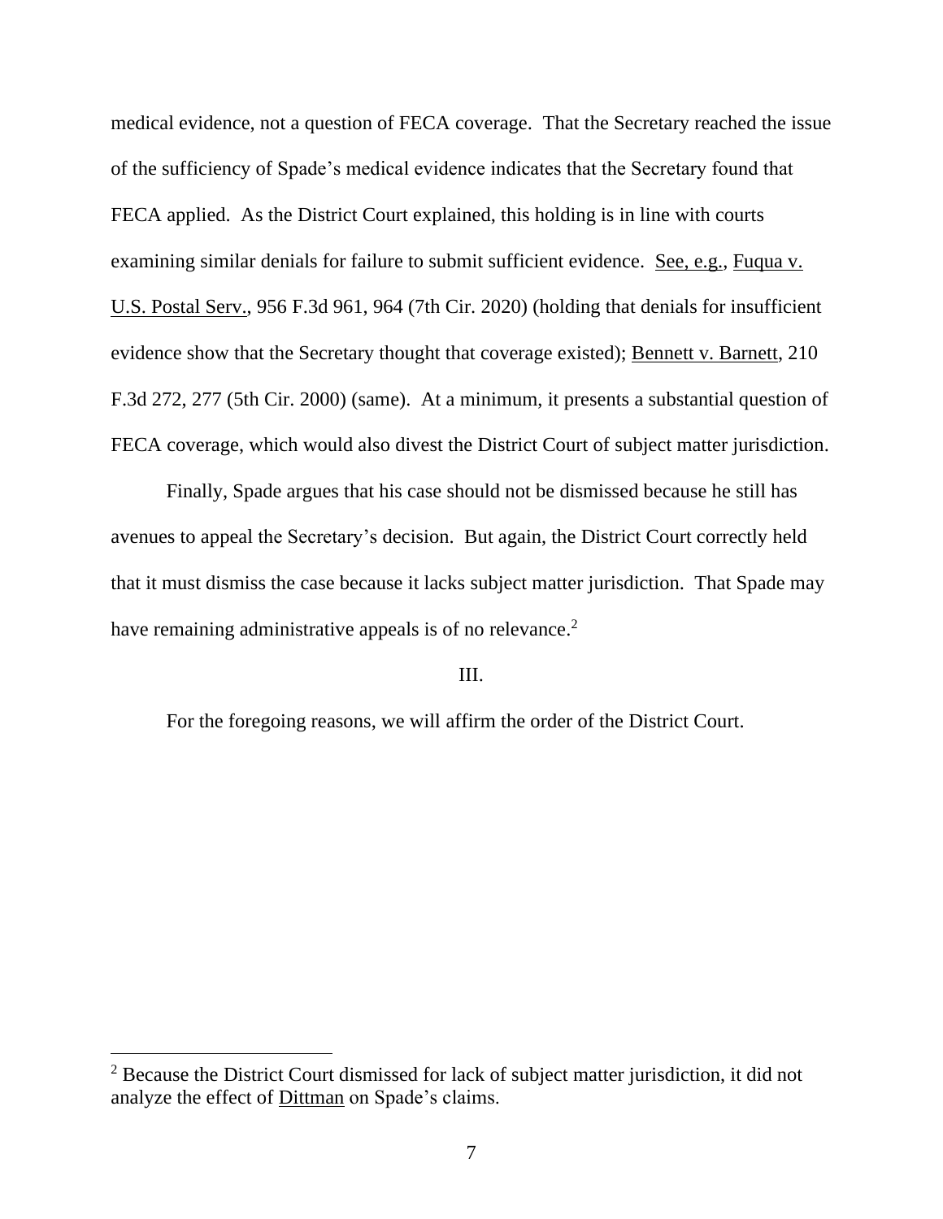medical evidence, not a question of FECA coverage. That the Secretary reached the issue of the sufficiency of Spade's medical evidence indicates that the Secretary found that FECA applied. As the District Court explained, this holding is in line with courts examining similar denials for failure to submit sufficient evidence. See, e.g., Fuqua v. U.S. Postal Serv., 956 F.3d 961, 964 (7th Cir. 2020) (holding that denials for insufficient evidence show that the Secretary thought that coverage existed); Bennett v. Barnett, 210 F.3d 272, 277 (5th Cir. 2000) (same). At a minimum, it presents a substantial question of FECA coverage, which would also divest the District Court of subject matter jurisdiction.

Finally, Spade argues that his case should not be dismissed because he still has avenues to appeal the Secretary's decision. But again, the District Court correctly held that it must dismiss the case because it lacks subject matter jurisdiction. That Spade may have remaining administrative appeals is of no relevance.[2]

III.

For the foregoing reasons, we will affirm the order of the District Court.

[2] Because the District Court dismissed for lack of subject matter jurisdiction, it did not analyze the effect of Dittman on Spade's claims.